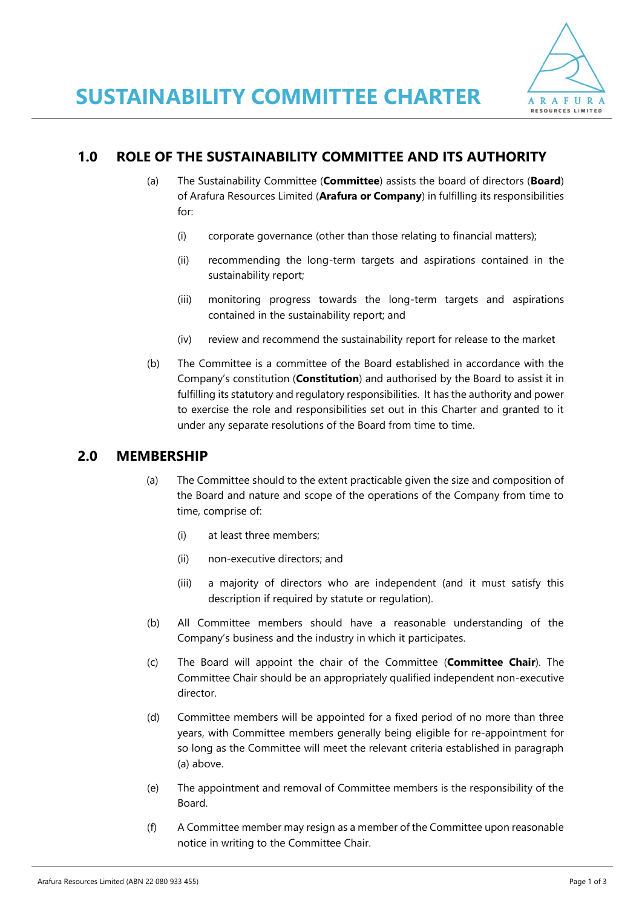# SUSTAINABILITY COMMITTEE CHARTER

## 1.0 ROLE OF THE SUSTAINABILITY COMMITTEE AND ITS AUTHORITY

(a) The Sustainability Committee (**Committee**) assists the board of directors (**Board**) of Arafura Resources Limited (**Arafura or Company**) in fulfilling its responsibilities for:

(i) corporate governance (other than those relating to financial matters);

(ii) recommending the long-term targets and aspirations contained in the sustainability report;

(iii) monitoring progress towards the long-term targets and aspirations contained in the sustainability report; and

(iv) review and recommend the sustainability report for release to the market

(b) The Committee is a committee of the Board established in accordance with the Company's constitution (**Constitution**) and authorised by the Board to assist it in fulfilling its statutory and regulatory responsibilities. It has the authority and power to exercise the role and responsibilities set out in this Charter and granted to it under any separate resolutions of the Board from time to time.

## 2.0 MEMBERSHIP

(a) The Committee should to the extent practicable given the size and composition of the Board and nature and scope of the operations of the Company from time to time, comprise of:

(i) at least three members;

(ii) non-executive directors; and

(iii) a majority of directors who are independent (and it must satisfy this description if required by statute or regulation).

(b) All Committee members should have a reasonable understanding of the Company's business and the industry in which it participates.

(c) The Board will appoint the chair of the Committee (**Committee Chair**). The Committee Chair should be an appropriately qualified independent non-executive director.

(d) Committee members will be appointed for a fixed period of no more than three years, with Committee members generally being eligible for re-appointment for so long as the Committee will meet the relevant criteria established in paragraph (a) above.

(e) The appointment and removal of Committee members is the responsibility of the Board.

(f) A Committee member may resign as a member of the Committee upon reasonable notice in writing to the Committee Chair.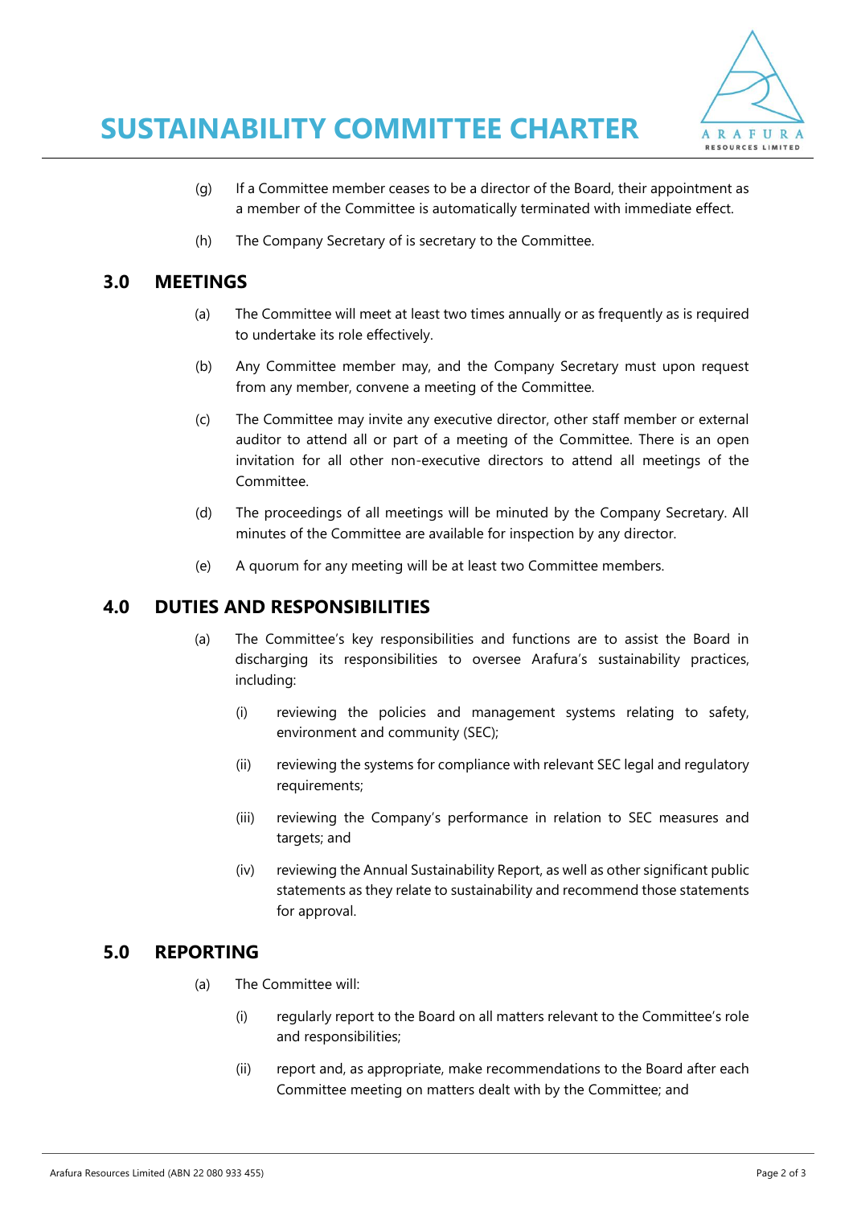(g) If a Committee member ceases to be a director of the Board, their appointment as a member of the Committee is automatically terminated with immediate effect.

(h) The Company Secretary of is secretary to the Committee.

## 3.0 MEETINGS

(a) The Committee will meet at least two times annually or as frequently as is required to undertake its role effectively.

(b) Any Committee member may, and the Company Secretary must upon request from any member, convene a meeting of the Committee.

(c) The Committee may invite any executive director, other staff member or external auditor to attend all or part of a meeting of the Committee. There is an open invitation for all other non-executive directors to attend all meetings of the Committee.

(d) The proceedings of all meetings will be minuted by the Company Secretary. All minutes of the Committee are available for inspection by any director.

(e) A quorum for any meeting will be at least two Committee members.

## 4.0 DUTIES AND RESPONSIBILITIES

(a) The Committee's key responsibilities and functions are to assist the Board in discharging its responsibilities to oversee Arafura's sustainability practices, including:

  (i) reviewing the policies and management systems relating to safety, environment and community (SEC);

  (ii) reviewing the systems for compliance with relevant SEC legal and regulatory requirements;

  (iii) reviewing the Company's performance in relation to SEC measures and targets; and

  (iv) reviewing the Annual Sustainability Report, as well as other significant public statements as they relate to sustainability and recommend those statements for approval.

## 5.0 REPORTING

(a) The Committee will:

  (i) regularly report to the Board on all matters relevant to the Committee's role and responsibilities;

  (ii) report and, as appropriate, make recommendations to the Board after each Committee meeting on matters dealt with by the Committee; and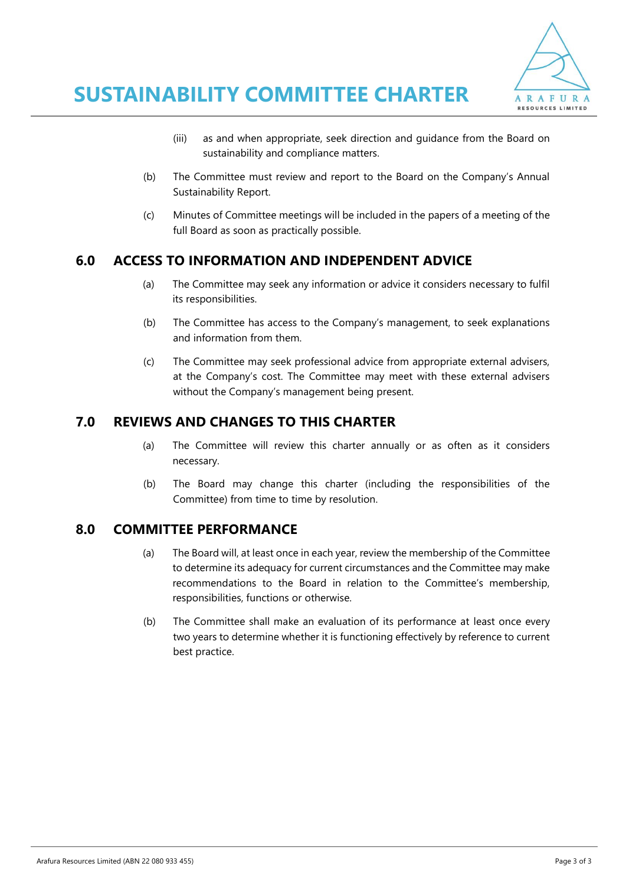(iii) as and when appropriate, seek direction and guidance from the Board on sustainability and compliance matters.

(b) The Committee must review and report to the Board on the Company's Annual Sustainability Report.

(c) Minutes of Committee meetings will be included in the papers of a meeting of the full Board as soon as practically possible.

## 6.0 ACCESS TO INFORMATION AND INDEPENDENT ADVICE

(a) The Committee may seek any information or advice it considers necessary to fulfil its responsibilities.

(b) The Committee has access to the Company's management, to seek explanations and information from them.

(c) The Committee may seek professional advice from appropriate external advisers, at the Company's cost. The Committee may meet with these external advisers without the Company's management being present.

## 7.0 REVIEWS AND CHANGES TO THIS CHARTER

(a) The Committee will review this charter annually or as often as it considers necessary.

(b) The Board may change this charter (including the responsibilities of the Committee) from time to time by resolution.

## 8.0 COMMITTEE PERFORMANCE

(a) The Board will, at least once in each year, review the membership of the Committee to determine its adequacy for current circumstances and the Committee may make recommendations to the Board in relation to the Committee's membership, responsibilities, functions or otherwise.

(b) The Committee shall make an evaluation of its performance at least once every two years to determine whether it is functioning effectively by reference to current best practice.